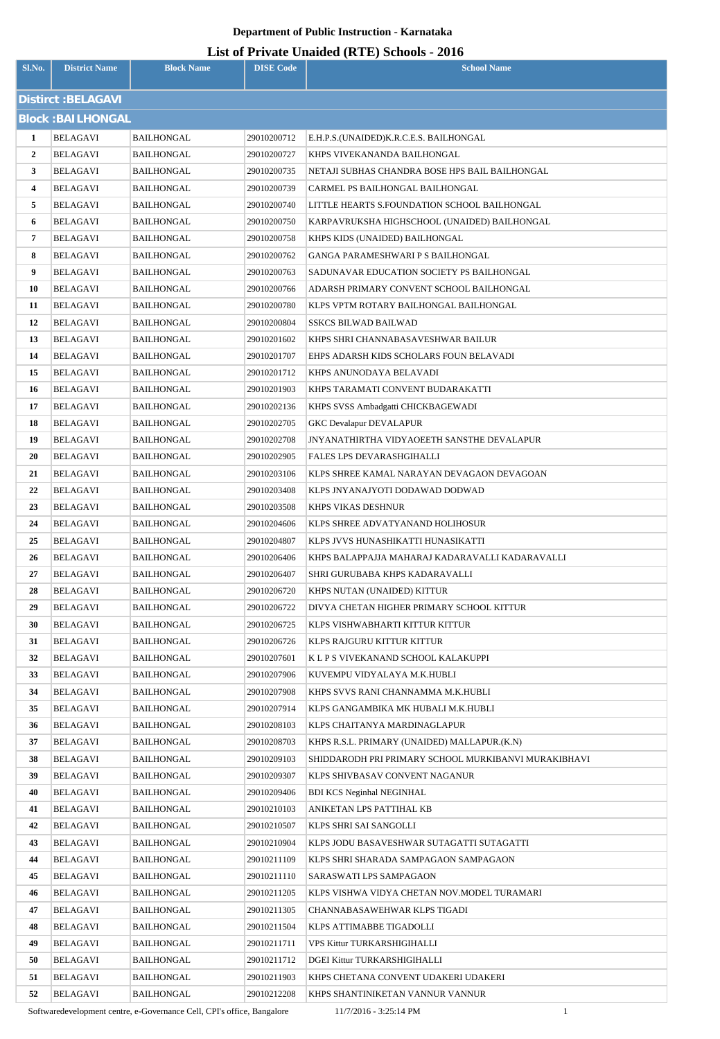**Department of Public Instruction - Karnataka**

**List of Private Unaided (RTE) Schools - 2016**

| Sl.No. | District Name | Block Name | DISE Code | School Name |
|---|---|---|---|---|
| **Distirct :BELAGAVI** | | | | |
| **Block :BAILHONGAL** | | | | |
| 1 | BELAGAVI | BAILHONGAL | 29010200712 | E.H.P.S.(UNAIDED)K.R.C.E.S. BAILHONGAL |
| 2 | BELAGAVI | BAILHONGAL | 29010200727 | KHPS VIVEKANANDA BAILHONGAL |
| 3 | BELAGAVI | BAILHONGAL | 29010200735 | NETAJI SUBHAS CHANDRA BOSE HPS BAIL BAILHONGAL |
| 4 | BELAGAVI | BAILHONGAL | 29010200739 | CARMEL PS BAILHONGAL BAILHONGAL |
| 5 | BELAGAVI | BAILHONGAL | 29010200740 | LITTLE HEARTS S.FOUNDATION SCHOOL BAILHONGAL |
| 6 | BELAGAVI | BAILHONGAL | 29010200750 | KARPAVRUKSHA HIGHSCHOOL (UNAIDED) BAILHONGAL |
| 7 | BELAGAVI | BAILHONGAL | 29010200758 | KHPS KIDS (UNAIDED) BAILHONGAL |
| 8 | BELAGAVI | BAILHONGAL | 29010200762 | GANGA PARAMESHWARI P S BAILHONGAL |
| 9 | BELAGAVI | BAILHONGAL | 29010200763 | SADUNAVAR EDUCATION SOCIETY PS BAILHONGAL |
| 10 | BELAGAVI | BAILHONGAL | 29010200766 | ADARSH PRIMARY CONVENT SCHOOL BAILHONGAL |
| 11 | BELAGAVI | BAILHONGAL | 29010200780 | KLPS VPTM ROTARY BAILHONGAL BAILHONGAL |
| 12 | BELAGAVI | BAILHONGAL | 29010200804 | SSKCS BILWAD BAILWAD |
| 13 | BELAGAVI | BAILHONGAL | 29010201602 | KHPS SHRI CHANNABASAVESHWAR BAILUR |
| 14 | BELAGAVI | BAILHONGAL | 29010201707 | EHPS ADARSH KIDS SCHOLARS FOUN BELAVADI |
| 15 | BELAGAVI | BAILHONGAL | 29010201712 | KHPS ANUNODAYA BELAVADI |
| 16 | BELAGAVI | BAILHONGAL | 29010201903 | KHPS TARAMATI CONVENT BUDARAKATTI |
| 17 | BELAGAVI | BAILHONGAL | 29010202136 | KHPS SVSS Ambadgatti CHICKBAGEWADI |
| 18 | BELAGAVI | BAILHONGAL | 29010202705 | GKC Devalapur DEVALAPUR |
| 19 | BELAGAVI | BAILHONGAL | 29010202708 | JNYANATHIRTHA VIDYAOEETH SANSTHE DEVALAPUR |
| 20 | BELAGAVI | BAILHONGAL | 29010202905 | FALES LPS DEVARASHGIHALLI |
| 21 | BELAGAVI | BAILHONGAL | 29010203106 | KLPS SHREE KAMAL NARAYAN DEVAGAON DEVAGOAN |
| 22 | BELAGAVI | BAILHONGAL | 29010203408 | KLPS JNYANAJYOTI DODAWAD DODWAD |
| 23 | BELAGAVI | BAILHONGAL | 29010203508 | KHPS VIKAS DESHNUR |
| 24 | BELAGAVI | BAILHONGAL | 29010204606 | KLPS SHREE ADVATYANAND HOLIHOSUR |
| 25 | BELAGAVI | BAILHONGAL | 29010204807 | KLPS JVVS HUNASHIKATTI HUNASIKATTI |
| 26 | BELAGAVI | BAILHONGAL | 29010206406 | KHPS BALAPPAJJA MAHARAJ KADARAVALLI KADARAVALLI |
| 27 | BELAGAVI | BAILHONGAL | 29010206407 | SHRI GURUBABA KHPS KADARAVALLI |
| 28 | BELAGAVI | BAILHONGAL | 29010206720 | KHPS NUTAN (UNAIDED) KITTUR |
| 29 | BELAGAVI | BAILHONGAL | 29010206722 | DIVYA CHETAN HIGHER PRIMARY SCHOOL KITTUR |
| 30 | BELAGAVI | BAILHONGAL | 29010206725 | KLPS VISHWABHARTI KITTUR KITTUR |
| 31 | BELAGAVI | BAILHONGAL | 29010206726 | KLPS RAJGURU KITTUR KITTUR |
| 32 | BELAGAVI | BAILHONGAL | 29010207601 | K L P S VIVEKANAND SCHOOL KALAKUPPI |
| 33 | BELAGAVI | BAILHONGAL | 29010207906 | KUVEMPU VIDYALAYA M.K.HUBLI |
| 34 | BELAGAVI | BAILHONGAL | 29010207908 | KHPS SVVS RANI CHANNAMMA M.K.HUBLI |
| 35 | BELAGAVI | BAILHONGAL | 29010207914 | KLPS GANGAMBIKA MK HUBALI M.K.HUBLI |
| 36 | BELAGAVI | BAILHONGAL | 29010208103 | KLPS CHAITANYA MARDINAGLAPUR |
| 37 | BELAGAVI | BAILHONGAL | 29010208703 | KHPS R.S.L. PRIMARY (UNAIDED) MALLAPUR.(K.N) |
| 38 | BELAGAVI | BAILHONGAL | 29010209103 | SHIDDARODH PRI PRIMARY SCHOOL MURKIBANVI MURAKIBHAVI |
| 39 | BELAGAVI | BAILHONGAL | 29010209307 | KLPS SHIVBASAV CONVENT NAGANUR |
| 40 | BELAGAVI | BAILHONGAL | 29010209406 | BDI KCS Neginhal NEGINHAL |
| 41 | BELAGAVI | BAILHONGAL | 29010210103 | ANIKETAN LPS PATTIHAL KB |
| 42 | BELAGAVI | BAILHONGAL | 29010210507 | KLPS SHRI SAI SANGOLLI |
| 43 | BELAGAVI | BAILHONGAL | 29010210904 | KLPS JODU BASAVESHWAR SUTAGATTI SUTAGATTI |
| 44 | BELAGAVI | BAILHONGAL | 29010211109 | KLPS SHRI SHARADA SAMPAGAON SAMPAGAON |
| 45 | BELAGAVI | BAILHONGAL | 29010211110 | SARASWATI LPS SAMPAGAON |
| 46 | BELAGAVI | BAILHONGAL | 29010211205 | KLPS VISHWA VIDYA CHETAN NOV.MODEL TURAMARI |
| 47 | BELAGAVI | BAILHONGAL | 29010211305 | CHANNABASAWEHWAR KLPS TIGADI |
| 48 | BELAGAVI | BAILHONGAL | 29010211504 | KLPS ATTIMABBE TIGADOLLI |
| 49 | BELAGAVI | BAILHONGAL | 29010211711 | VPS Kittur TURKARSHIGIHALLI |
| 50 | BELAGAVI | BAILHONGAL | 29010211712 | DGEI Kittur TURKARSHIGIHALLI |
| 51 | BELAGAVI | BAILHONGAL | 29010211903 | KHPS CHETANA CONVENT UDAKERI UDAKERI |
| 52 | BELAGAVI | BAILHONGAL | 29010212208 | KHPS SHANTINIKETAN VANNUR VANNUR |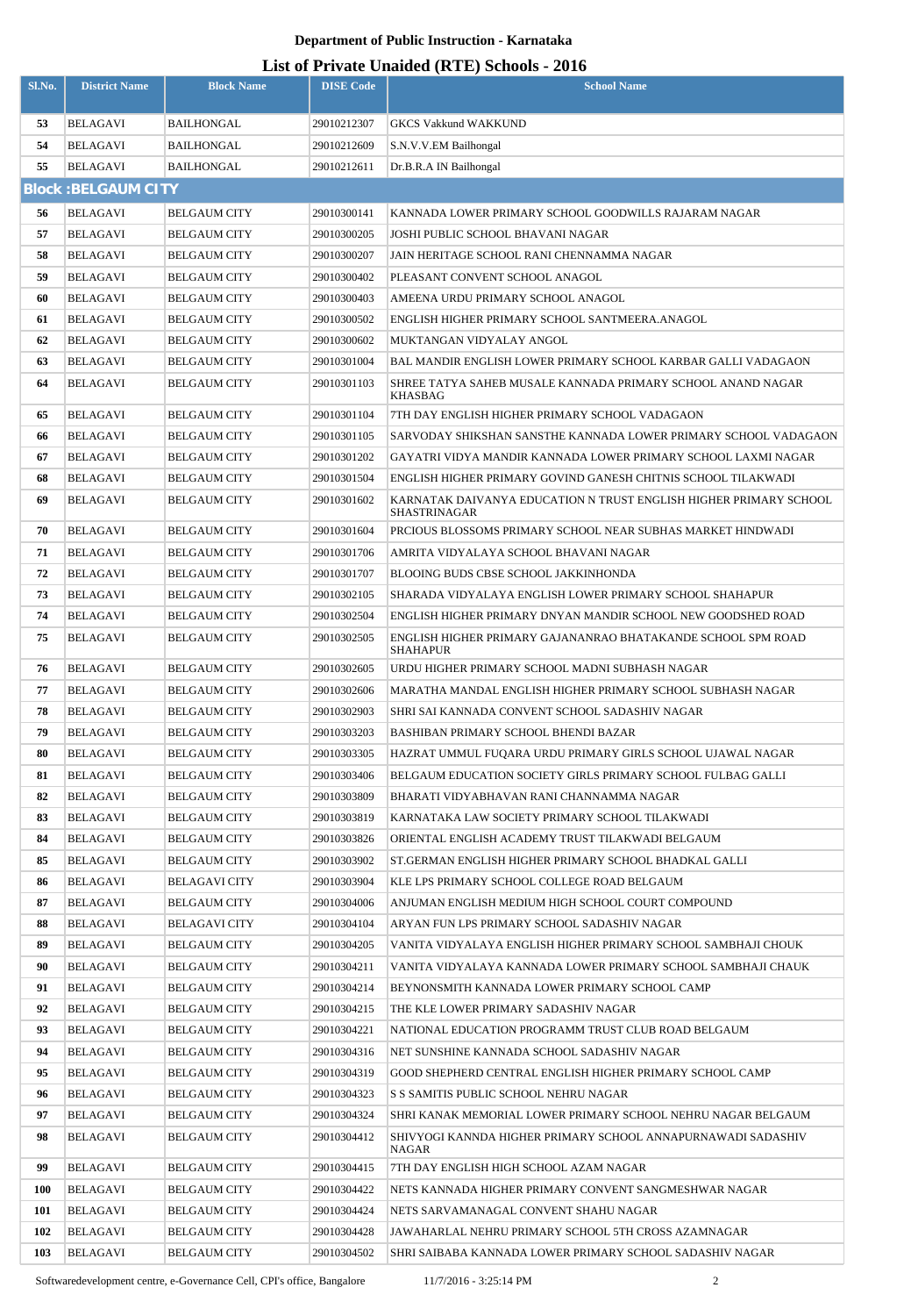**Department of Public Instruction - Karnataka**

**List of Private Unaided (RTE) Schools - 2016**

| Sl.No. | District Name | Block Name | DISE Code | School Name |
|---|---|---|---|---|
| 53 | BELAGAVI | BAILHONGAL | 29010212307 | GKCS Vakkund WAKKUND |
| 54 | BELAGAVI | BAILHONGAL | 29010212609 | S.N.V.V.EM Bailhongal |
| 55 | BELAGAVI | BAILHONGAL | 29010212611 | Dr.B.R.A IN Bailhongal |
| **Block :BELGAUM CITY** | | | | |
| 56 | BELAGAVI | BELGAUM CITY | 29010300141 | KANNADA LOWER PRIMARY SCHOOL GOODWILLS RAJARAM NAGAR |
| 57 | BELAGAVI | BELGAUM CITY | 29010300205 | JOSHI PUBLIC SCHOOL BHAVANI NAGAR |
| 58 | BELAGAVI | BELGAUM CITY | 29010300207 | JAIN HERITAGE SCHOOL RANI CHENNAMMA NAGAR |
| 59 | BELAGAVI | BELGAUM CITY | 29010300402 | PLEASANT CONVENT SCHOOL ANAGOL |
| 60 | BELAGAVI | BELGAUM CITY | 29010300403 | AMEENA URDU PRIMARY SCHOOL ANAGOL |
| 61 | BELAGAVI | BELGAUM CITY | 29010300502 | ENGLISH HIGHER PRIMARY SCHOOL SANTMEERA.ANAGOL |
| 62 | BELAGAVI | BELGAUM CITY | 29010300602 | MUKTANGAN VIDYALAY ANGOL |
| 63 | BELAGAVI | BELGAUM CITY | 29010301004 | BAL MANDIR ENGLISH LOWER PRIMARY SCHOOL KARBAR GALLI VADAGAON |
| 64 | BELAGAVI | BELGAUM CITY | 29010301103 | SHREE TATYA SAHEB MUSALE KANNADA PRIMARY SCHOOL ANAND NAGAR KHASBAG |
| 65 | BELAGAVI | BELGAUM CITY | 29010301104 | 7TH DAY ENGLISH HIGHER PRIMARY SCHOOL VADAGAON |
| 66 | BELAGAVI | BELGAUM CITY | 29010301105 | SARVODAY SHIKSHAN SANSTHE KANNADA LOWER PRIMARY SCHOOL VADAGAON |
| 67 | BELAGAVI | BELGAUM CITY | 29010301202 | GAYATRI VIDYA MANDIR KANNADA LOWER PRIMARY SCHOOL LAXMI NAGAR |
| 68 | BELAGAVI | BELGAUM CITY | 29010301504 | ENGLISH HIGHER PRIMARY GOVIND GANESH CHITNIS SCHOOL TILAKWADI |
| 69 | BELAGAVI | BELGAUM CITY | 29010301602 | KARNATAK DAIVANYA EDUCATION N TRUST ENGLISH HIGHER PRIMARY SCHOOL SHASTRINAGAR |
| 70 | BELAGAVI | BELGAUM CITY | 29010301604 | PRCIOUS BLOSSOMS PRIMARY SCHOOL NEAR SUBHAS MARKET HINDWADI |
| 71 | BELAGAVI | BELGAUM CITY | 29010301706 | AMRITA VIDYALAYA SCHOOL BHAVANI NAGAR |
| 72 | BELAGAVI | BELGAUM CITY | 29010301707 | BLOOING BUDS CBSE SCHOOL JAKKINHONDA |
| 73 | BELAGAVI | BELGAUM CITY | 29010302105 | SHARADA VIDYALAYA ENGLISH LOWER PRIMARY SCHOOL SHAHAPUR |
| 74 | BELAGAVI | BELGAUM CITY | 29010302504 | ENGLISH HIGHER PRIMARY DNYAN MANDIR SCHOOL NEW GOODSHED ROAD |
| 75 | BELAGAVI | BELGAUM CITY | 29010302505 | ENGLISH HIGHER PRIMARY GAJANANRAO BHATAKANDE SCHOOL SPM ROAD SHAHAPUR |
| 76 | BELAGAVI | BELGAUM CITY | 29010302605 | URDU HIGHER PRIMARY SCHOOL MADNI SUBHASH NAGAR |
| 77 | BELAGAVI | BELGAUM CITY | 29010302606 | MARATHA MANDAL ENGLISH HIGHER PRIMARY SCHOOL SUBHASH NAGAR |
| 78 | BELAGAVI | BELGAUM CITY | 29010302903 | SHRI SAI KANNADA CONVENT SCHOOL SADASHIV NAGAR |
| 79 | BELAGAVI | BELGAUM CITY | 29010303203 | BASHIBAN PRIMARY SCHOOL BHENDI BAZAR |
| 80 | BELAGAVI | BELGAUM CITY | 29010303305 | HAZRAT UMMUL FUQARA URDU PRIMARY GIRLS SCHOOL UJAWAL NAGAR |
| 81 | BELAGAVI | BELGAUM CITY | 29010303406 | BELGAUM EDUCATION SOCIETY GIRLS PRIMARY SCHOOL FULBAG GALLI |
| 82 | BELAGAVI | BELGAUM CITY | 29010303809 | BHARATI VIDYABHAVAN RANI CHANNAMMA NAGAR |
| 83 | BELAGAVI | BELGAUM CITY | 29010303819 | KARNATAKA LAW SOCIETY PRIMARY SCHOOL TILAKWADI |
| 84 | BELAGAVI | BELGAUM CITY | 29010303826 | ORIENTAL ENGLISH ACADEMY TRUST TILAKWADI BELGAUM |
| 85 | BELAGAVI | BELGAUM CITY | 29010303902 | ST.GERMAN ENGLISH HIGHER PRIMARY SCHOOL BHADKAL GALLI |
| 86 | BELAGAVI | BELAGAVI CITY | 29010303904 | KLE LPS PRIMARY SCHOOL COLLEGE ROAD BELGAUM |
| 87 | BELAGAVI | BELGAUM CITY | 29010304006 | ANJUMAN ENGLISH MEDIUM HIGH SCHOOL COURT COMPOUND |
| 88 | BELAGAVI | BELAGAVI CITY | 29010304104 | ARYAN FUN LPS PRIMARY SCHOOL SADASHIV NAGAR |
| 89 | BELAGAVI | BELGAUM CITY | 29010304205 | VANITA VIDYALAYA ENGLISH HIGHER PRIMARY SCHOOL SAMBHAJI CHOUK |
| 90 | BELAGAVI | BELGAUM CITY | 29010304211 | VANITA VIDYALAYA KANNADA LOWER PRIMARY SCHOOL SAMBHAJI CHAUK |
| 91 | BELAGAVI | BELGAUM CITY | 29010304214 | BEYNONSMITH KANNADA LOWER PRIMARY SCHOOL CAMP |
| 92 | BELAGAVI | BELGAUM CITY | 29010304215 | THE KLE LOWER PRIMARY SADASHIV NAGAR |
| 93 | BELAGAVI | BELGAUM CITY | 29010304221 | NATIONAL EDUCATION PROGRAMM TRUST CLUB ROAD BELGAUM |
| 94 | BELAGAVI | BELGAUM CITY | 29010304316 | NET SUNSHINE KANNADA SCHOOL SADASHIV NAGAR |
| 95 | BELAGAVI | BELGAUM CITY | 29010304319 | GOOD SHEPHERD CENTRAL ENGLISH HIGHER PRIMARY SCHOOL CAMP |
| 96 | BELAGAVI | BELGAUM CITY | 29010304323 | S S SAMITIS PUBLIC SCHOOL NEHRU NAGAR |
| 97 | BELAGAVI | BELGAUM CITY | 29010304324 | SHRI KANAK MEMORIAL LOWER PRIMARY SCHOOL NEHRU NAGAR BELGAUM |
| 98 | BELAGAVI | BELGAUM CITY | 29010304412 | SHIVYOGI KANNDA HIGHER PRIMARY SCHOOL ANNAPURNAWADI SADASHIV NAGAR |
| 99 | BELAGAVI | BELGAUM CITY | 29010304415 | 7TH DAY ENGLISH HIGH SCHOOL AZAM NAGAR |
| 100 | BELAGAVI | BELGAUM CITY | 29010304422 | NETS KANNADA HIGHER PRIMARY CONVENT SANGMESHWAR NAGAR |
| 101 | BELAGAVI | BELGAUM CITY | 29010304424 | NETS SARVAMANAGAL CONVENT SHAHU NAGAR |
| 102 | BELAGAVI | BELGAUM CITY | 29010304428 | JAWAHARLAL NEHRU PRIMARY SCHOOL 5TH CROSS AZAMNAGAR |
| 103 | BELAGAVI | BELGAUM CITY | 29010304502 | SHRI SAIBABA KANNADA LOWER PRIMARY SCHOOL SADASHIV NAGAR |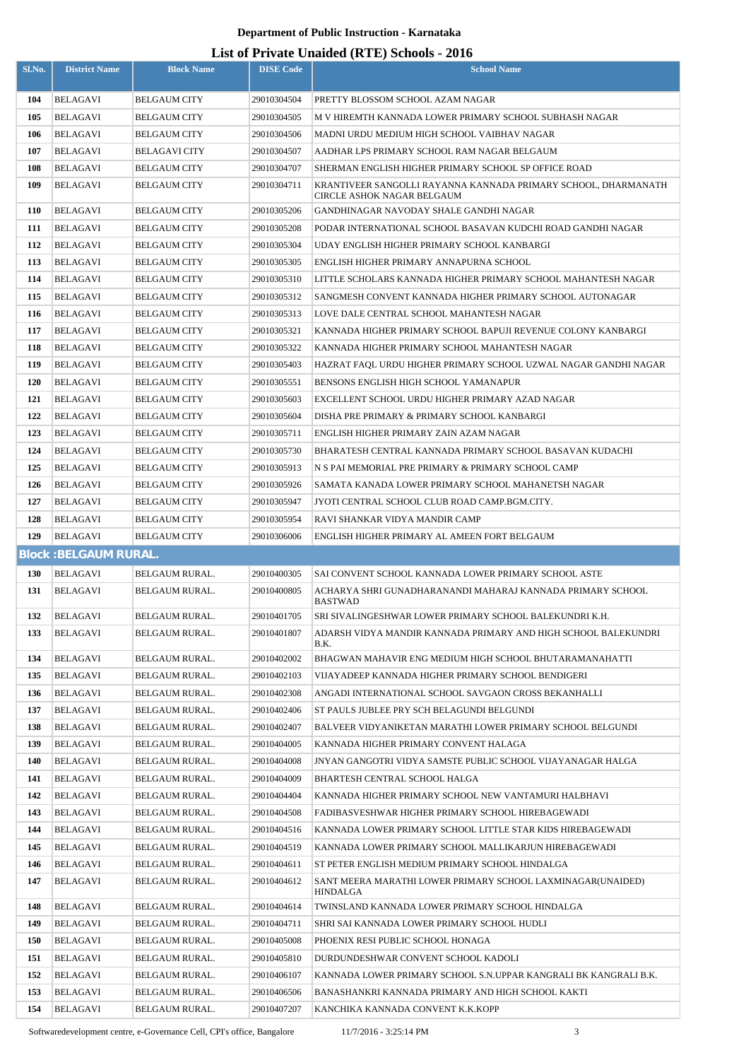**Department of Public Instruction - Karnataka**

**List of Private Unaided (RTE) Schools - 2016**

| Sl.No. | District Name | Block Name | DISE Code | School Name |
|---|---|---|---|---|
| 104 | BELAGAVI | BELGAUM CITY | 29010304504 | PRETTY BLOSSOM SCHOOL AZAM NAGAR |
| 105 | BELAGAVI | BELGAUM CITY | 29010304505 | M V HIREMTH KANNADA LOWER PRIMARY SCHOOL SUBHASH NAGAR |
| 106 | BELAGAVI | BELGAUM CITY | 29010304506 | MADNI URDU MEDIUM HIGH SCHOOL VAIBHAV NAGAR |
| 107 | BELAGAVI | BELAGAVI CITY | 29010304507 | AADHAR LPS PRIMARY SCHOOL RAM NAGAR BELGAUM |
| 108 | BELAGAVI | BELGAUM CITY | 29010304707 | SHERMAN ENGLISH HIGHER PRIMARY SCHOOL SP OFFICE ROAD |
| 109 | BELAGAVI | BELGAUM CITY | 29010304711 | KRANTIVEER SANGOLLI RAYANNA KANNADA PRIMARY SCHOOL, DHARMANATH CIRCLE ASHOK NAGAR BELGAUM |
| 110 | BELAGAVI | BELGAUM CITY | 29010305206 | GANDHINAGAR NAVODAY SHALE GANDHI NAGAR |
| 111 | BELAGAVI | BELGAUM CITY | 29010305208 | PODAR INTERNATIONAL SCHOOL BASAVAN KUDCHI ROAD GANDHI NAGAR |
| 112 | BELAGAVI | BELGAUM CITY | 29010305304 | UDAY ENGLISH HIGHER PRIMARY SCHOOL KANBARGI |
| 113 | BELAGAVI | BELGAUM CITY | 29010305305 | ENGLISH HIGHER PRIMARY ANNAPURNA SCHOOL |
| 114 | BELAGAVI | BELGAUM CITY | 29010305310 | LITTLE SCHOLARS KANNADA HIGHER PRIMARY SCHOOL MAHANTESH NAGAR |
| 115 | BELAGAVI | BELGAUM CITY | 29010305312 | SANGMESH CONVENT KANNADA HIGHER PRIMARY SCHOOL AUTONAGAR |
| 116 | BELAGAVI | BELGAUM CITY | 29010305313 | LOVE DALE CENTRAL SCHOOL MAHANTESH NAGAR |
| 117 | BELAGAVI | BELGAUM CITY | 29010305321 | KANNADA HIGHER PRIMARY SCHOOL BAPUJI REVENUE COLONY KANBARGI |
| 118 | BELAGAVI | BELGAUM CITY | 29010305322 | KANNADA HIGHER PRIMARY SCHOOL MAHANTESH NAGAR |
| 119 | BELAGAVI | BELGAUM CITY | 29010305403 | HAZRAT FAQL URDU HIGHER PRIMARY SCHOOL UZWAL NAGAR GANDHI NAGAR |
| 120 | BELAGAVI | BELGAUM CITY | 29010305551 | BENSONS ENGLISH HIGH SCHOOL YAMANAPUR |
| 121 | BELAGAVI | BELGAUM CITY | 29010305603 | EXCELLENT SCHOOL URDU HIGHER PRIMARY AZAD NAGAR |
| 122 | BELAGAVI | BELGAUM CITY | 29010305604 | DISHA PRE PRIMARY & PRIMARY SCHOOL KANBARGI |
| 123 | BELAGAVI | BELGAUM CITY | 29010305711 | ENGLISH HIGHER PRIMARY ZAIN AZAM NAGAR |
| 124 | BELAGAVI | BELGAUM CITY | 29010305730 | BHARATESH CENTRAL KANNADA PRIMARY SCHOOL BASAVAN KUDACHI |
| 125 | BELAGAVI | BELGAUM CITY | 29010305913 | N S PAI MEMORIAL PRE PRIMARY & PRIMARY SCHOOL CAMP |
| 126 | BELAGAVI | BELGAUM CITY | 29010305926 | SAMATA KANADA LOWER PRIMARY SCHOOL MAHANETSH NAGAR |
| 127 | BELAGAVI | BELGAUM CITY | 29010305947 | JYOTI CENTRAL SCHOOL CLUB ROAD CAMP.BGM.CITY. |
| 128 | BELAGAVI | BELGAUM CITY | 29010305954 | RAVI SHANKAR VIDYA MANDIR CAMP |
| 129 | BELAGAVI | BELGAUM CITY | 29010306006 | ENGLISH HIGHER PRIMARY AL AMEEN FORT BELGAUM |
| **Block :BELGAUM RURAL.** | | | | |
| 130 | BELAGAVI | BELGAUM RURAL. | 29010400305 | SAI CONVENT SCHOOL KANNADA LOWER PRIMARY SCHOOL ASTE |
| 131 | BELAGAVI | BELGAUM RURAL. | 29010400805 | ACHARYA SHRI GUNADHARANANDI MAHARAJ KANNADA PRIMARY SCHOOL BASTWAD |
| 132 | BELAGAVI | BELGAUM RURAL. | 29010401705 | SRI SIVALINGESHWAR LOWER PRIMARY SCHOOL BALEKUNDRI K.H. |
| 133 | BELAGAVI | BELGAUM RURAL. | 29010401807 | ADARSH VIDYA MANDIR KANNADA PRIMARY AND HIGH SCHOOL BALEKUNDRI B.K. |
| 134 | BELAGAVI | BELGAUM RURAL. | 29010402002 | BHAGWAN MAHAVIR ENG MEDIUM HIGH SCHOOL BHUTARAMANAHATTI |
| 135 | BELAGAVI | BELGAUM RURAL. | 29010402103 | VIJAYADEEP KANNADA HIGHER PRIMARY SCHOOL BENDIGERI |
| 136 | BELAGAVI | BELGAUM RURAL. | 29010402308 | ANGADI INTERNATIONAL SCHOOL SAVGAON CROSS BEKANHALLI |
| 137 | BELAGAVI | BELGAUM RURAL. | 29010402406 | ST PAULS JUBLEE PRY SCH BELAGUNDI BELGUNDI |
| 138 | BELAGAVI | BELGAUM RURAL. | 29010402407 | BALVEER VIDYANIKETAN MARATHI LOWER PRIMARY SCHOOL BELGUNDI |
| 139 | BELAGAVI | BELGAUM RURAL. | 29010404005 | KANNADA HIGHER PRIMARY CONVENT HALAGA |
| 140 | BELAGAVI | BELGAUM RURAL. | 29010404008 | JNYAN GANGOTRI VIDYA SAMSTE PUBLIC SCHOOL VIJAYANAGAR HALGA |
| 141 | BELAGAVI | BELGAUM RURAL. | 29010404009 | BHARTESH CENTRAL SCHOOL HALGA |
| 142 | BELAGAVI | BELGAUM RURAL. | 29010404404 | KANNADA HIGHER PRIMARY SCHOOL NEW VANTAMURI HALBHAVI |
| 143 | BELAGAVI | BELGAUM RURAL. | 29010404508 | FADIBASVESHWAR HIGHER PRIMARY SCHOOL HIREBAGEWADI |
| 144 | BELAGAVI | BELGAUM RURAL. | 29010404516 | KANNADA LOWER PRIMARY SCHOOL LITTLE STAR KIDS HIREBAGEWADI |
| 145 | BELAGAVI | BELGAUM RURAL. | 29010404519 | KANNADA LOWER PRIMARY SCHOOL MALLIKARJUN HIREBAGEWADI |
| 146 | BELAGAVI | BELGAUM RURAL. | 29010404611 | ST PETER ENGLISH MEDIUM PRIMARY SCHOOL HINDALGA |
| 147 | BELAGAVI | BELGAUM RURAL. | 29010404612 | SANT MEERA MARATHI LOWER PRIMARY SCHOOL LAXMINAGAR(UNAIDED) HINDALGA |
| 148 | BELAGAVI | BELGAUM RURAL. | 29010404614 | TWINSLAND KANNADA LOWER PRIMARY SCHOOL HINDALGA |
| 149 | BELAGAVI | BELGAUM RURAL. | 29010404711 | SHRI SAI KANNADA LOWER PRIMARY SCHOOL HUDLI |
| 150 | BELAGAVI | BELGAUM RURAL. | 29010405008 | PHOENIX RESI PUBLIC SCHOOL HONAGA |
| 151 | BELAGAVI | BELGAUM RURAL. | 29010405810 | DURDUNDESHWAR CONVENT SCHOOL KADOLI |
| 152 | BELAGAVI | BELGAUM RURAL. | 29010406107 | KANNADA LOWER PRIMARY SCHOOL S.N.UPPAR KANGRALI BK KANGRALI B.K. |
| 153 | BELAGAVI | BELGAUM RURAL. | 29010406506 | BANASHANKRI KANNADA PRIMARY AND HIGH SCHOOL KAKTI |
| 154 | BELAGAVI | BELGAUM RURAL. | 29010407207 | KANCHIKA KANNADA CONVENT K.K.KOPP |

Softwaredevelopment centre, e-Governance Cell, CPI's office, Bangalore 11/7/2016 - 3:25:14 PM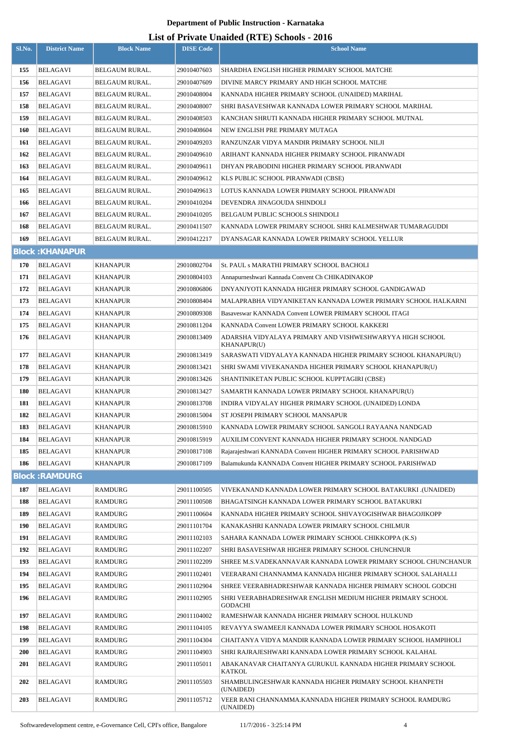**Department of Public Instruction - Karnataka**

**List of Private Unaided (RTE) Schools - 2016**

| Sl.No. | District Name | Block Name | DISE Code | School Name |
|---|---|---|---|---|
| 155 | BELAGAVI | BELGAUM RURAL. | 29010407603 | SHARDHA ENGLISH HIGHER PRIMARY SCHOOL MATCHE |
| 156 | BELAGAVI | BELGAUM RURAL. | 29010407609 | DIVINE MARCY PRIMARY AND HIGH SCHOOL MATCHE |
| 157 | BELAGAVI | BELGAUM RURAL. | 29010408004 | KANNADA HIGHER PRIMARY SCHOOL (UNAIDED) MARIHAL |
| 158 | BELAGAVI | BELGAUM RURAL. | 29010408007 | SHRI BASAVESHWAR KANNADA LOWER PRIMARY SCHOOL MARIHAL |
| 159 | BELAGAVI | BELGAUM RURAL. | 29010408503 | KANCHAN SHRUTI KANNADA HIGHER PRIMARY SCHOOL MUTNAL |
| 160 | BELAGAVI | BELGAUM RURAL. | 29010408604 | NEW ENGLISH PRE PRIMARY MUTAGA |
| 161 | BELAGAVI | BELGAUM RURAL. | 29010409203 | RANZUNZAR VIDYA MANDIR PRIMARY SCHOOL NILJI |
| 162 | BELAGAVI | BELGAUM RURAL. | 29010409610 | ARIHANT KANNADA HIGHER PRIMARY SCHOOL PIRANWADI |
| 163 | BELAGAVI | BELGAUM RURAL. | 29010409611 | DHYAN PRABODINI HIGHER PRIMARY SCHOOL PIRANWADI |
| 164 | BELAGAVI | BELGAUM RURAL. | 29010409612 | KLS PUBLIC SCHOOL PIRANWADI (CBSE) |
| 165 | BELAGAVI | BELGAUM RURAL. | 29010409613 | LOTUS KANNADA LOWER PRIMARY SCHOOL PIRANWADI |
| 166 | BELAGAVI | BELGAUM RURAL. | 29010410204 | DEVENDRA JINAGOUDA SHINDOLI |
| 167 | BELAGAVI | BELGAUM RURAL. | 29010410205 | BELGAUM PUBLIC SCHOOLS SHINDOLI |
| 168 | BELAGAVI | BELGAUM RURAL. | 29010411507 | KANNADA LOWER PRIMARY SCHOOL SHRI KALMESHWAR TUMARAGUDDI |
| 169 | BELAGAVI | BELGAUM RURAL. | 29010412217 | DYANSAGAR KANNADA LOWER PRIMARY SCHOOL YELLUR |
| **Block :KHANAPUR** | | | | |
| 170 | BELAGAVI | KHANAPUR | 29010802704 | St. PAUL s MARATHI PRIMARY SCHOOL BACHOLI |
| 171 | BELAGAVI | KHANAPUR | 29010804103 | Annapurneshwari Kannada Convent Ch CHIKADINAKOP |
| 172 | BELAGAVI | KHANAPUR | 29010806806 | DNYANJYOTI KANNADA HIGHER PRIMARY SCHOOL GANDIGAWAD |
| 173 | BELAGAVI | KHANAPUR | 29010808404 | MALAPRABHA VIDYANIKETAN KANNADA LOWER PRIMARY SCHOOL HALKARNI |
| 174 | BELAGAVI | KHANAPUR | 29010809308 | Basaveswar KANNADA Convent LOWER PRIMARY SCHOOL ITAGI |
| 175 | BELAGAVI | KHANAPUR | 29010811204 | KANNADA Convent LOWER PRIMARY SCHOOL KAKKERI |
| 176 | BELAGAVI | KHANAPUR | 29010813409 | ADARSHA VIDYALAYA PRIMARY AND VISHWESHWARYYA HIGH SCHOOL KHANAPUR(U) |
| 177 | BELAGAVI | KHANAPUR | 29010813419 | SARASWATI VIDYALAYA KANNADA HIGHER PRIMARY SCHOOL KHANAPUR(U) |
| 178 | BELAGAVI | KHANAPUR | 29010813421 | SHRI SWAMI VIVEKANANDA HIGHER PRIMARY SCHOOL KHANAPUR(U) |
| 179 | BELAGAVI | KHANAPUR | 29010813426 | SHANTINIKETAN PUBLIC SCHOOL KUPPTAGIRI (CBSE) |
| 180 | BELAGAVI | KHANAPUR | 29010813427 | SAMARTH KANNADA LOWER PRIMARY SCHOOL KHANAPUR(U) |
| 181 | BELAGAVI | KHANAPUR | 29010813708 | INDIRA VIDYALAY HIGHER PRIMARY SCHOOL (UNAIDED) LONDA |
| 182 | BELAGAVI | KHANAPUR | 29010815004 | ST JOSEPH PRIMARY SCHOOL MANSAPUR |
| 183 | BELAGAVI | KHANAPUR | 29010815910 | KANNADA LOWER PRIMARY SCHOOL SANGOLI RAYAANA NANDGAD |
| 184 | BELAGAVI | KHANAPUR | 29010815919 | AUXILIM CONVENT KANNADA HIGHER PRIMARY SCHOOL NANDGAD |
| 185 | BELAGAVI | KHANAPUR | 29010817108 | Rajarajeshwari KANNADA Convent HIGHER PRIMARY SCHOOL PARISHWAD |
| 186 | BELAGAVI | KHANAPUR | 29010817109 | Balamukunda KANNADA Convent HIGHER PRIMARY SCHOOL PARISHWAD |
| **Block :RAMDURG** | | | | |
| 187 | BELAGAVI | RAMDURG | 29011100505 | VIVEKANAND KANNADA LOWER PRIMARY SCHOOL BATAKURKI .(UNAIDED) |
| 188 | BELAGAVI | RAMDURG | 29011100508 | BHAGATSINGH KANNADA LOWER PRIMARY SCHOOL BATAKURKI |
| 189 | BELAGAVI | RAMDURG | 29011100604 | KANNADA HIGHER PRIMARY SCHOOL SHIVAYOGISHWAR BHAGOJIKOPP |
| 190 | BELAGAVI | RAMDURG | 29011101704 | KANAKASHRI KANNADA LOWER PRIMARY SCHOOL CHILMUR |
| 191 | BELAGAVI | RAMDURG | 29011102103 | SAHARA KANNADA LOWER PRIMARY SCHOOL CHIKKOPPA (K.S) |
| 192 | BELAGAVI | RAMDURG | 29011102207 | SHRI BASAVESHWAR HIGHER PRIMARY SCHOOL CHUNCHNUR |
| 193 | BELAGAVI | RAMDURG | 29011102209 | SHREE M.S.VADEKANNAVAR KANNADA LOWER PRIMARY SCHOOL CHUNCHANUR |
| 194 | BELAGAVI | RAMDURG | 29011102401 | VEERARANI CHANNAMMA KANNADA HIGHER PRIMARY SCHOOL SALAHALLI |
| 195 | BELAGAVI | RAMDURG | 29011102904 | SHREE VEERABHADRESHWAR KANNADA HIGHER PRIMARY SCHOOL GODCHI |
| 196 | BELAGAVI | RAMDURG | 29011102905 | SHRI VEERABHADRESHWAR ENGLISH MEDIUM HIGHER PRIMARY SCHOOL GODACHI |
| 197 | BELAGAVI | RAMDURG | 29011104002 | RAMESHWAR KANNADA HIGHER PRIMARY SCHOOL HULKUND |
| 198 | BELAGAVI | RAMDURG | 29011104105 | REVAYYA SWAMEEJI KANNADA LOWER PRIMARY SCHOOL HOSAKOTI |
| 199 | BELAGAVI | RAMDURG | 29011104304 | CHAITANYA VIDYA MANDIR KANNADA LOWER PRIMARY SCHOOL HAMPIHOLI |
| 200 | BELAGAVI | RAMDURG | 29011104903 | SHRI RAJRAJESHWARI KANNADA LOWER PRIMARY SCHOOL KALAHAL |
| 201 | BELAGAVI | RAMDURG | 29011105011 | ABAKANAVAR CHAITANYA GURUKUL KANNADA HIGHER PRIMARY SCHOOL KATKOL |
| 202 | BELAGAVI | RAMDURG | 29011105503 | SHAMBULINGESHWAR KANNADA HIGHER PRIMARY SCHOOL KHANPETH (UNAIDED) |
| 203 | BELAGAVI | RAMDURG | 29011105712 | VEER RANI CHANNAMMA.KANNADA HIGHER PRIMARY SCHOOL RAMDURG (UNAIDED) |

Softwaredevelopment centre, e-Governance Cell, CPI's office, Bangalore 11/7/2016 - 3:25:14 PM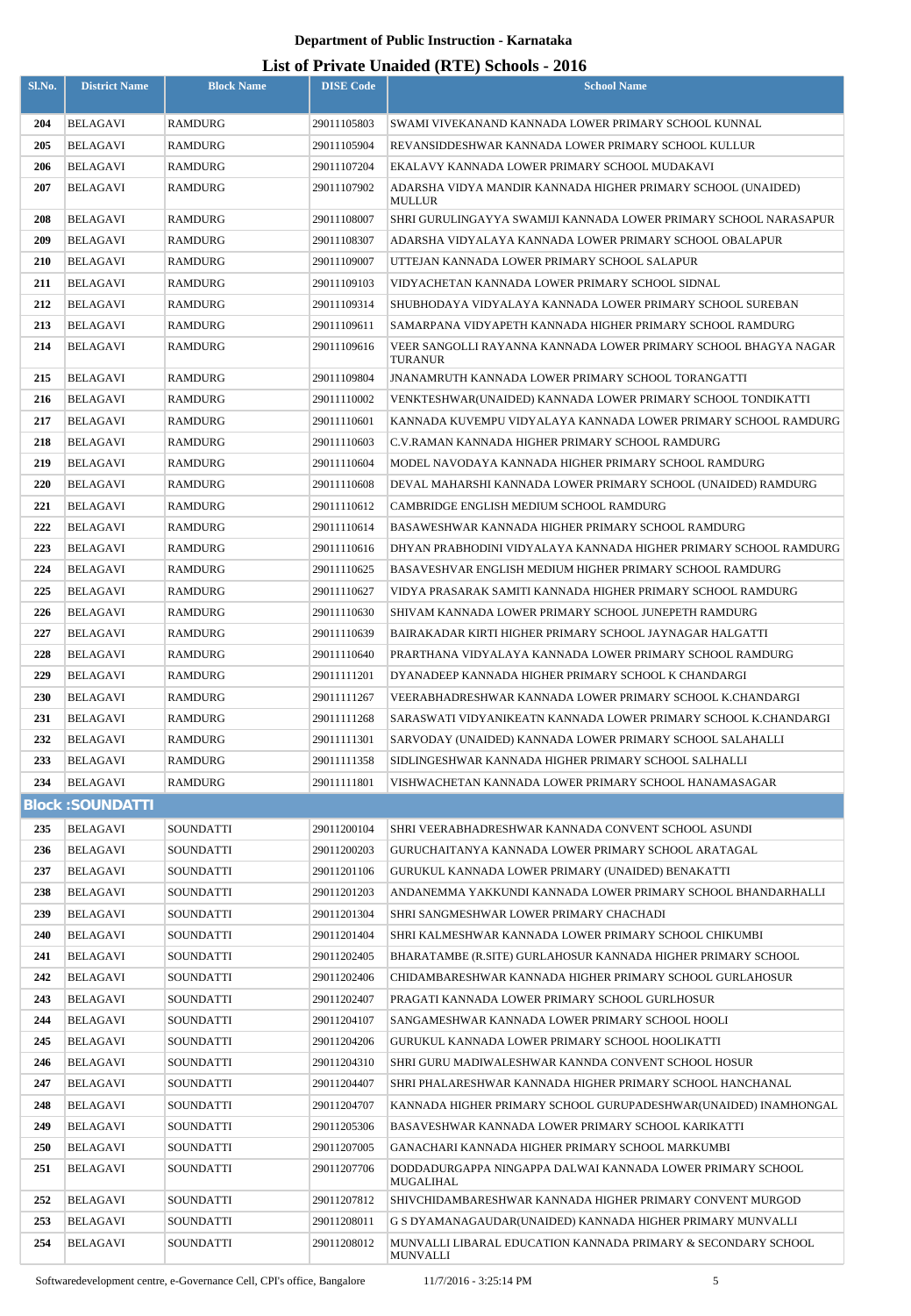**Department of Public Instruction - Karnataka**

**List of Private Unaided (RTE) Schools - 2016**

| Sl.No. | District Name | Block Name | DISE Code | School Name |
|---|---|---|---|---|
| 204 | BELAGAVI | RAMDURG | 29011105803 | SWAMI VIVEKANAND KANNADA LOWER PRIMARY SCHOOL KUNNAL |
| 205 | BELAGAVI | RAMDURG | 29011105904 | REVANSIDDESHWAR KANNADA LOWER PRIMARY SCHOOL KULLUR |
| 206 | BELAGAVI | RAMDURG | 29011107204 | EKALAVY KANNADA LOWER PRIMARY SCHOOL MUDAKAVI |
| 207 | BELAGAVI | RAMDURG | 29011107902 | ADARSHA VIDYA MANDIR KANNADA HIGHER PRIMARY SCHOOL (UNAIDED) MULLUR |
| 208 | BELAGAVI | RAMDURG | 29011108007 | SHRI GURULINGAYYA SWAMIJI KANNADA LOWER PRIMARY SCHOOL NARASAPUR |
| 209 | BELAGAVI | RAMDURG | 29011108307 | ADARSHA VIDYALAYA KANNADA LOWER PRIMARY SCHOOL OBALAPUR |
| 210 | BELAGAVI | RAMDURG | 29011109007 | UTTEJAN KANNADA LOWER PRIMARY SCHOOL SALAPUR |
| 211 | BELAGAVI | RAMDURG | 29011109103 | VIDYACHETAN KANNADA LOWER PRIMARY SCHOOL SIDNAL |
| 212 | BELAGAVI | RAMDURG | 29011109314 | SHUBHODAYA VIDYALAYA KANNADA LOWER PRIMARY SCHOOL SUREBAN |
| 213 | BELAGAVI | RAMDURG | 29011109611 | SAMARPANA VIDYAPETH KANNADA HIGHER PRIMARY SCHOOL RAMDURG |
| 214 | BELAGAVI | RAMDURG | 29011109616 | VEER SANGOLLI RAYANNA KANNADA LOWER PRIMARY SCHOOL BHAGYA NAGAR TURANUR |
| 215 | BELAGAVI | RAMDURG | 29011109804 | JNANAMRUTH KANNADA LOWER PRIMARY SCHOOL TORANGATTI |
| 216 | BELAGAVI | RAMDURG | 29011110002 | VENKTESHWAR(UNAIDED) KANNADA LOWER PRIMARY SCHOOL TONDIKATTI |
| 217 | BELAGAVI | RAMDURG | 29011110601 | KANNADA KUVEMPU VIDYALAYA KANNADA LOWER PRIMARY SCHOOL RAMDURG |
| 218 | BELAGAVI | RAMDURG | 29011110603 | C.V.RAMAN KANNADA HIGHER PRIMARY SCHOOL RAMDURG |
| 219 | BELAGAVI | RAMDURG | 29011110604 | MODEL NAVODAYA KANNADA HIGHER PRIMARY SCHOOL RAMDURG |
| 220 | BELAGAVI | RAMDURG | 29011110608 | DEVAL MAHARSHI KANNADA LOWER PRIMARY SCHOOL (UNAIDED) RAMDURG |
| 221 | BELAGAVI | RAMDURG | 29011110612 | CAMBRIDGE ENGLISH MEDIUM SCHOOL RAMDURG |
| 222 | BELAGAVI | RAMDURG | 29011110614 | BASAWESHWAR KANNADA HIGHER PRIMARY SCHOOL RAMDURG |
| 223 | BELAGAVI | RAMDURG | 29011110616 | DHYAN PRABHODINI VIDYALAYA KANNADA HIGHER PRIMARY SCHOOL RAMDURG |
| 224 | BELAGAVI | RAMDURG | 29011110625 | BASAVESHVAR ENGLISH MEDIUM HIGHER PRIMARY SCHOOL RAMDURG |
| 225 | BELAGAVI | RAMDURG | 29011110627 | VIDYA PRASARAK SAMITI KANNADA HIGHER PRIMARY SCHOOL RAMDURG |
| 226 | BELAGAVI | RAMDURG | 29011110630 | SHIVAM KANNADA LOWER PRIMARY SCHOOL JUNEPETH RAMDURG |
| 227 | BELAGAVI | RAMDURG | 29011110639 | BAIRAKADAR KIRTI HIGHER PRIMARY SCHOOL JAYNAGAR HALGATTI |
| 228 | BELAGAVI | RAMDURG | 29011110640 | PRARTHANA VIDYALAYA KANNADA LOWER PRIMARY SCHOOL RAMDURG |
| 229 | BELAGAVI | RAMDURG | 29011111201 | DYANADEEP KANNADA HIGHER PRIMARY SCHOOL K CHANDARGI |
| 230 | BELAGAVI | RAMDURG | 29011111267 | VEERABHADRESHWAR KANNADA LOWER PRIMARY SCHOOL K.CHANDARGI |
| 231 | BELAGAVI | RAMDURG | 29011111268 | SARASWATI VIDYANIKEATN KANNADA LOWER PRIMARY SCHOOL K.CHANDARGI |
| 232 | BELAGAVI | RAMDURG | 29011111301 | SARVODAY (UNAIDED) KANNADA LOWER PRIMARY SCHOOL SALAHALLI |
| 233 | BELAGAVI | RAMDURG | 29011111358 | SIDLINGESHWAR KANNADA HIGHER PRIMARY SCHOOL SALHALLI |
| 234 | BELAGAVI | RAMDURG | 29011111801 | VISHWACHETAN KANNADA LOWER PRIMARY SCHOOL HANAMASAGAR |
| **Block :SOUNDATTI** | | | | |
| 235 | BELAGAVI | SOUNDATTI | 29011200104 | SHRI VEERABHADRESHWAR KANNADA CONVENT SCHOOL ASUNDI |
| 236 | BELAGAVI | SOUNDATTI | 29011200203 | GURUCHAITANYA KANNADA LOWER PRIMARY SCHOOL ARATAGAL |
| 237 | BELAGAVI | SOUNDATTI | 29011201106 | GURUKUL KANNADA LOWER PRIMARY (UNAIDED) BENAKATTI |
| 238 | BELAGAVI | SOUNDATTI | 29011201203 | ANDANEMMA YAKKUNDI KANNADA LOWER PRIMARY SCHOOL BHANDARHALLI |
| 239 | BELAGAVI | SOUNDATTI | 29011201304 | SHRI SANGMESHWAR LOWER PRIMARY CHACHADI |
| 240 | BELAGAVI | SOUNDATTI | 29011201404 | SHRI KALMESHWAR KANNADA LOWER PRIMARY SCHOOL CHIKUMBI |
| 241 | BELAGAVI | SOUNDATTI | 29011202405 | BHARATAMBE (R.SITE) GURLAHOSUR KANNADA HIGHER PRIMARY SCHOOL |
| 242 | BELAGAVI | SOUNDATTI | 29011202406 | CHIDAMBARESHWAR KANNADA HIGHER PRIMARY SCHOOL GURLAHOSUR |
| 243 | BELAGAVI | SOUNDATTI | 29011202407 | PRAGATI KANNADA LOWER PRIMARY SCHOOL GURLHOSUR |
| 244 | BELAGAVI | SOUNDATTI | 29011204107 | SANGAMESHWAR KANNADA LOWER PRIMARY SCHOOL HOOLI |
| 245 | BELAGAVI | SOUNDATTI | 29011204206 | GURUKUL KANNADA LOWER PRIMARY SCHOOL HOOLIKATTI |
| 246 | BELAGAVI | SOUNDATTI | 29011204310 | SHRI GURU MADIWALESHWAR KANNDA CONVENT SCHOOL HOSUR |
| 247 | BELAGAVI | SOUNDATTI | 29011204407 | SHRI PHALARESHWAR KANNADA HIGHER PRIMARY SCHOOL HANCHANAL |
| 248 | BELAGAVI | SOUNDATTI | 29011204707 | KANNADA HIGHER PRIMARY SCHOOL GURUPADESHWAR(UNAIDED) INAMHONGAL |
| 249 | BELAGAVI | SOUNDATTI | 29011205306 | BASAVESHWAR KANNADA LOWER PRIMARY SCHOOL KARIKATTI |
| 250 | BELAGAVI | SOUNDATTI | 29011207005 | GANACHARI KANNADA HIGHER PRIMARY SCHOOL MARKUMBI |
| 251 | BELAGAVI | SOUNDATTI | 29011207706 | DODDADURGAPPA NINGAPPA DALWAI KANNADA LOWER PRIMARY SCHOOL MUGALIHAL |
| 252 | BELAGAVI | SOUNDATTI | 29011207812 | SHIVCHIDAMBARESHWAR KANNADA HIGHER PRIMARY CONVENT MURGOD |
| 253 | BELAGAVI | SOUNDATTI | 29011208011 | G S DYAMANAGAUDAR(UNAIDED) KANNADA HIGHER PRIMARY MUNVALLI |
| 254 | BELAGAVI | SOUNDATTI | 29011208012 | MUNVALLI LIBARAL EDUCATION KANNADA PRIMARY & SECONDARY SCHOOL MUNVALLI |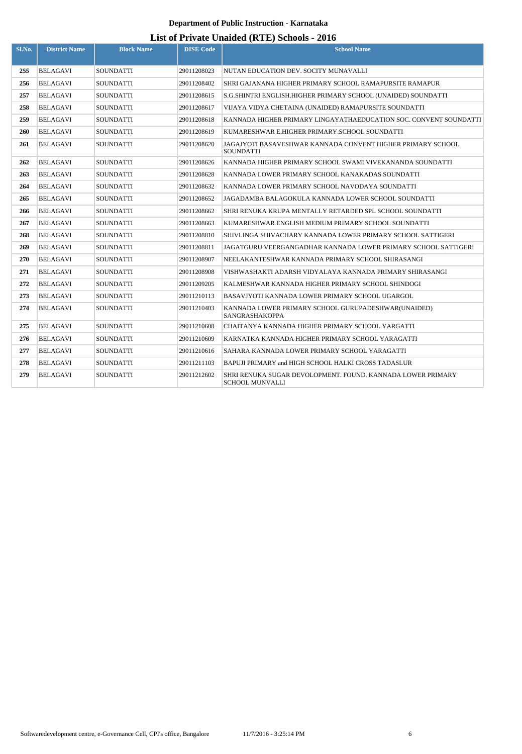**Department of Public Instruction - Karnataka**

**List of Private Unaided (RTE) Schools - 2016**

| Sl.No. | District Name | Block Name | DISE Code | School Name |
|---|---|---|---|---|
| 255 | BELAGAVI | SOUNDATTI | 29011208023 | NUTAN EDUCATION DEV. SOCITY MUNAVALLI |
| 256 | BELAGAVI | SOUNDATTI | 29011208402 | SHRI GAJANANA HIGHER PRIMARY SCHOOL RAMAPURSITE RAMAPUR |
| 257 | BELAGAVI | SOUNDATTI | 29011208615 | S.G.SHINTRI ENGLISH.HIGHER PRIMARY SCHOOL (UNAIDED) SOUNDATTI |
| 258 | BELAGAVI | SOUNDATTI | 29011208617 | VIJAYA VIDYA CHETAINA (UNAIDED) RAMAPURSITE SOUNDATTI |
| 259 | BELAGAVI | SOUNDATTI | 29011208618 | KANNADA HIGHER PRIMARY LINGAYATHAEDUCATION SOC. CONVENT SOUNDATTI |
| 260 | BELAGAVI | SOUNDATTI | 29011208619 | KUMARESHWAR E.HIGHER PRIMARY.SCHOOL SOUNDATTI |
| 261 | BELAGAVI | SOUNDATTI | 29011208620 | JAGAJYOTI BASAVESHWAR KANNADA CONVENT HIGHER PRIMARY SCHOOL SOUNDATTI |
| 262 | BELAGAVI | SOUNDATTI | 29011208626 | KANNADA HIGHER PRIMARY SCHOOL SWAMI VIVEKANANDA SOUNDATTI |
| 263 | BELAGAVI | SOUNDATTI | 29011208628 | KANNADA LOWER PRIMARY SCHOOL KANAKADAS SOUNDATTI |
| 264 | BELAGAVI | SOUNDATTI | 29011208632 | KANNADA LOWER PRIMARY SCHOOL NAVODAYA SOUNDATTI |
| 265 | BELAGAVI | SOUNDATTI | 29011208652 | JAGADAMBA BALAGOKULA KANNADA LOWER SCHOOL SOUNDATTI |
| 266 | BELAGAVI | SOUNDATTI | 29011208662 | SHRI RENUKA KRUPA MENTALLY RETARDED SPL SCHOOL SOUNDATTI |
| 267 | BELAGAVI | SOUNDATTI | 29011208663 | KUMARESHWAR ENGLISH MEDIUM PRIMARY SCHOOL SOUNDATTI |
| 268 | BELAGAVI | SOUNDATTI | 29011208810 | SHIVLINGA SHIVACHARY KANNADA LOWER PRIMARY SCHOOL SATTIGERI |
| 269 | BELAGAVI | SOUNDATTI | 29011208811 | JAGATGURU VEERGANGADHAR KANNADA LOWER PRIMARY SCHOOL SATTIGERI |
| 270 | BELAGAVI | SOUNDATTI | 29011208907 | NEELAKANTESHWAR KANNADA PRIMARY SCHOOL SHIRASANGI |
| 271 | BELAGAVI | SOUNDATTI | 29011208908 | VISHWASHAKTI ADARSH VIDYALAYA KANNADA PRIMARY SHIRASANGI |
| 272 | BELAGAVI | SOUNDATTI | 29011209205 | KALMESHWAR KANNADA HIGHER PRIMARY SCHOOL SHINDOGI |
| 273 | BELAGAVI | SOUNDATTI | 29011210113 | BASAVJYOTI KANNADA LOWER PRIMARY SCHOOL UGARGOL |
| 274 | BELAGAVI | SOUNDATTI | 29011210403 | KANNADA LOWER PRIMARY SCHOOL GURUPADESHWAR(UNAIDED) SANGRASHAKOPPA |
| 275 | BELAGAVI | SOUNDATTI | 29011210608 | CHAITANYA KANNADA HIGHER PRIMARY SCHOOL YARGATTI |
| 276 | BELAGAVI | SOUNDATTI | 29011210609 | KARNATKA KANNADA HIGHER PRIMARY SCHOOL YARAGATTI |
| 277 | BELAGAVI | SOUNDATTI | 29011210616 | SAHARA KANNADA LOWER PRIMARY SCHOOL YARAGATTI |
| 278 | BELAGAVI | SOUNDATTI | 29011211103 | BAPUJI PRIMARY and HIGH SCHOOL HALKI CROSS TADASLUR |
| 279 | BELAGAVI | SOUNDATTI | 29011212602 | SHRI RENUKA SUGAR DEVOLOPMENT. FOUND. KANNADA LOWER PRIMARY SCHOOL MUNVALLI |

Softwaredevelopment centre, e-Governance Cell, CPI's office, Bangalore 11/7/2016 - 3:25:14 PM